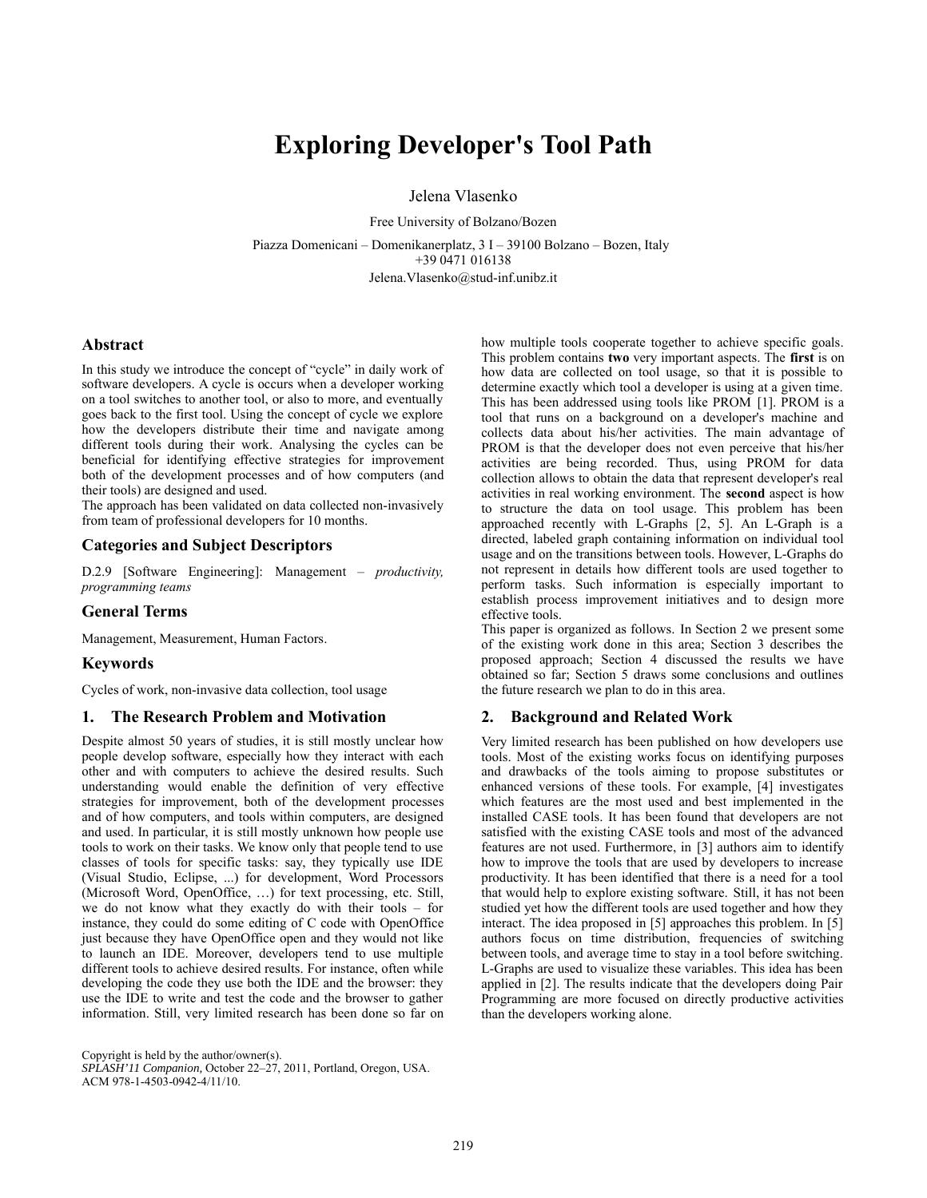# Exploring Developer's Tool Path

Jelena Vlasenko

Free University of Bolzano/Bozen

Piazza Domenicani – Domenikanerplatz, 3 I – 39100 Bolzano – Bozen, Italy
+39 0471 016138
Jelena.Vlasenko@stud-inf.unibz.it

## Abstract

In this study we introduce the concept of "cycle" in daily work of software developers. A cycle is occurs when a developer working on a tool switches to another tool, or also to more, and eventually goes back to the first tool. Using the concept of cycle we explore how the developers distribute their time and navigate among different tools during their work. Analysing the cycles can be beneficial for identifying effective strategies for improvement both of the development processes and of how computers (and their tools) are designed and used.
The approach has been validated on data collected non-invasively from team of professional developers for 10 months.

## Categories and Subject Descriptors

D.2.9 [Software Engineering]: Management – *productivity, programming teams*

## General Terms

Management, Measurement, Human Factors.

## Keywords

Cycles of work, non-invasive data collection, tool usage

## 1. The Research Problem and Motivation

Despite almost 50 years of studies, it is still mostly unclear how people develop software, especially how they interact with each other and with computers to achieve the desired results. Such understanding would enable the definition of very effective strategies for improvement, both of the development processes and of how computers, and tools within computers, are designed and used. In particular, it is still mostly unknown how people use tools to work on their tasks. We know only that people tend to use classes of tools for specific tasks: say, they typically use IDE (Visual Studio, Eclipse, ...) for development, Word Processors (Microsoft Word, OpenOffice, …) for text processing, etc. Still, we do not know what they exactly do with their tools – for instance, they could do some editing of C code with OpenOffice just because they have OpenOffice open and they would not like to launch an IDE. Moreover, developers tend to use multiple different tools to achieve desired results. For instance, often while developing the code they use both the IDE and the browser: they use the IDE to write and test the code and the browser to gather information. Still, very limited research has been done so far on how multiple tools cooperate together to achieve specific goals. This problem contains **two** very important aspects. The **first** is on how data are collected on tool usage, so that it is possible to determine exactly which tool a developer is using at a given time. This has been addressed using tools like PROM [1]. PROM is a tool that runs on a background on a developer's machine and collects data about his/her activities. The main advantage of PROM is that the developer does not even perceive that his/her activities are being recorded. Thus, using PROM for data collection allows to obtain the data that represent developer's real activities in real working environment. The **second** aspect is how to structure the data on tool usage. This problem has been approached recently with L-Graphs [2, 5]. An L-Graph is a directed, labeled graph containing information on individual tool usage and on the transitions between tools. However, L-Graphs do not represent in details how different tools are used together to perform tasks. Such information is especially important to establish process improvement initiatives and to design more effective tools.

This paper is organized as follows. In Section 2 we present some of the existing work done in this area; Section 3 describes the proposed approach; Section 4 discussed the results we have obtained so far; Section 5 draws some conclusions and outlines the future research we plan to do in this area.

## 2. Background and Related Work

Very limited research has been published on how developers use tools. Most of the existing works focus on identifying purposes and drawbacks of the tools aiming to propose substitutes or enhanced versions of these tools. For example, [4] investigates which features are the most used and best implemented in the installed CASE tools. It has been found that developers are not satisfied with the existing CASE tools and most of the advanced features are not used. Furthermore, in [3] authors aim to identify how to improve the tools that are used by developers to increase productivity. It has been identified that there is a need for a tool that would help to explore existing software. Still, it has not been studied yet how the different tools are used together and how they interact. The idea proposed in [5] approaches this problem. In [5] authors focus on time distribution, frequencies of switching between tools, and average time to stay in a tool before switching. L-Graphs are used to visualize these variables. This idea has been applied in [2]. The results indicate that the developers doing Pair Programming are more focused on directly productive activities than the developers working alone.

Copyright is held by the author/owner(s).
*SPLASH'11 Companion,* October 22–27, 2011, Portland, Oregon, USA.
ACM 978-1-4503-0942-4/11/10.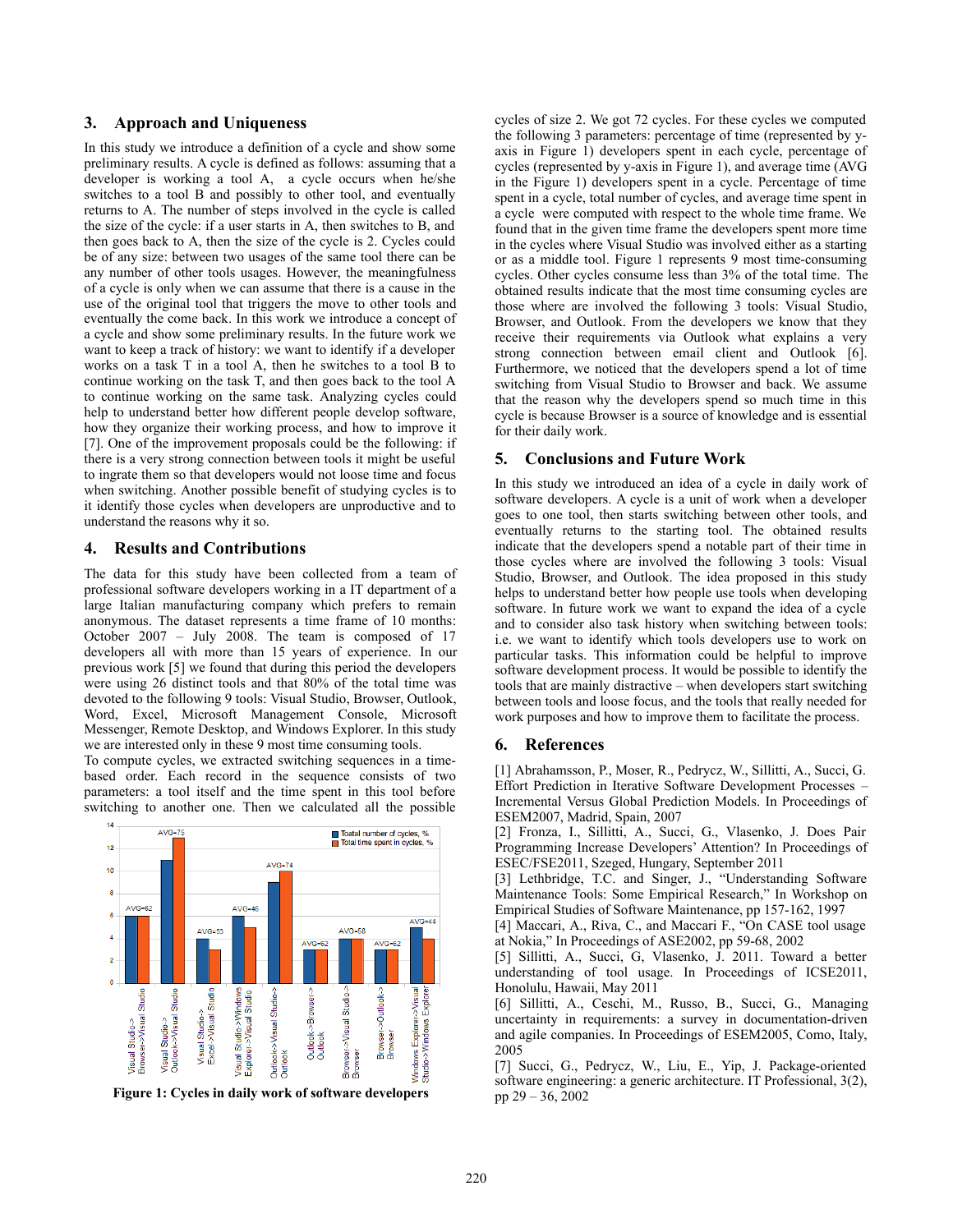## 3. Approach and Uniqueness

In this study we introduce a definition of a cycle and show some preliminary results. A cycle is defined as follows: assuming that a developer is working a tool A, a cycle occurs when he/she switches to a tool B and possibly to other tool, and eventually returns to A. The number of steps involved in the cycle is called the size of the cycle: if a user starts in A, then switches to B, and then goes back to A, then the size of the cycle is 2. Cycles could be of any size: between two usages of the same tool there can be any number of other tools usages. However, the meaningfulness of a cycle is only when we can assume that there is a cause in the use of the original tool that triggers the move to other tools and eventually the come back. In this work we introduce a concept of a cycle and show some preliminary results. In the future work we want to keep a track of history: we want to identify if a developer works on a task T in a tool A, then he switches to a tool B to continue working on the task T, and then goes back to the tool A to continue working on the same task. Analyzing cycles could help to understand better how different people develop software, how they organize their working process, and how to improve it [7]. One of the improvement proposals could be the following: if there is a very strong connection between tools it might be useful to ingrate them so that developers would not loose time and focus when switching. Another possible benefit of studying cycles is to it identify those cycles when developers are unproductive and to understand the reasons why it so.

## 4. Results and Contributions

The data for this study have been collected from a team of professional software developers working in a IT department of a large Italian manufacturing company which prefers to remain anonymous. The dataset represents a time frame of 10 months: October 2007 – July 2008. The team is composed of 17 developers all with more than 15 years of experience. In our previous work [5] we found that during this period the developers were using 26 distinct tools and that 80% of the total time was devoted to the following 9 tools: Visual Studio, Browser, Outlook, Word, Excel, Microsoft Management Console, Microsoft Messenger, Remote Desktop, and Windows Explorer. In this study we are interested only in these 9 most time consuming tools.

To compute cycles, we extracted switching sequences in a time-based order. Each record in the sequence consists of two parameters: a tool itself and the time spent in this tool before switching to another one. Then we calculated all the possible

14
12
10
8
6
4
2
0

Toatal number of cycles, %
Total time spent in cycles, %

AVG=62
AVG=75
AVG=53
AVG=46
AVG=74
AVG=62
AVG=58
AVG=62
AVG=44

Visual Studio-> Browser->Visual Studio
Visual Studio-> Outlook->Visual Studio
Visual Studio-> Excel->Visual Studio
Visual Studio->Windows Explorer->Visual Studio
Outlook->Visual Studio-> Outlook
Outlook->Browser-> Outlook
Browser->Visual Studio-> Browser
Browser->Outlook-> Browser
Windows Explorer->Visual Studio->Windows Explorer

**Figure 1: Cycles in daily work of software developers**

cycles of size 2. We got 72 cycles. For these cycles we computed the following 3 parameters: percentage of time (represented by y-axis in Figure 1) developers spent in each cycle, percentage of cycles (represented by y-axis in Figure 1), and average time (AVG in the Figure 1) developers spent in a cycle. Percentage of time spent in a cycle, total number of cycles, and average time spent in a cycle were computed with respect to the whole time frame. We found that in the given time frame the developers spent more time in the cycles where Visual Studio was involved either as a starting or as a middle tool. Figure 1 represents 9 most time-consuming cycles. Other cycles consume less than 3% of the total time. The obtained results indicate that the most time consuming cycles are those where are involved the following 3 tools: Visual Studio, Browser, and Outlook. From the developers we know that they receive their requirements via Outlook what explains a very strong connection between email client and Outlook [6]. Furthermore, we noticed that the developers spend a lot of time switching from Visual Studio to Browser and back. We assume that the reason why the developers spend so much time in this cycle is because Browser is a source of knowledge and is essential for their daily work.

## 5. Conclusions and Future Work

In this study we introduced an idea of a cycle in daily work of software developers. A cycle is a unit of work when a developer goes to one tool, then starts switching between other tools, and eventually returns to the starting tool. The obtained results indicate that the developers spend a notable part of their time in those cycles where are involved the following 3 tools: Visual Studio, Browser, and Outlook. The idea proposed in this study helps to understand better how people use tools when developing software. In future work we want to expand the idea of a cycle and to consider also task history when switching between tools: i.e. we want to identify which tools developers use to work on particular tasks. This information could be helpful to improve software development process. It would be possible to identify the tools that are mainly distractive – when developers start switching between tools and loose focus, and the tools that really needed for work purposes and how to improve them to facilitate the process.

## 6. References

[1] Abrahamsson, P., Moser, R., Pedrycz, W., Sillitti, A., Succi, G. Effort Prediction in Iterative Software Development Processes – Incremental Versus Global Prediction Models. In Proceedings of ESEM2007, Madrid, Spain, 2007

[2] Fronza, I., Sillitti, A., Succi, G., Vlasenko, J. Does Pair Programming Increase Developers' Attention? In Proceedings of ESEC/FSE2011, Szeged, Hungary, September 2011

[3] Lethbridge, T.C. and Singer, J., "Understanding Software Maintenance Tools: Some Empirical Research," In Workshop on Empirical Studies of Software Maintenance, pp 157-162, 1997

[4] Maccari, A., Riva, C., and Maccari F., "On CASE tool usage at Nokia," In Proceedings of ASE2002, pp 59-68, 2002

[5] Sillitti, A., Succi, G, Vlasenko, J. 2011. Toward a better understanding of tool usage. In Proceedings of ICSE2011, Honolulu, Hawaii, May 2011

[6] Sillitti, A., Ceschi, M., Russo, B., Succi, G., Managing uncertainty in requirements: a survey in documentation-driven and agile companies. In Proceedings of ESEM2005, Como, Italy, 2005

[7] Succi, G., Pedrycz, W., Liu, E., Yip, J. Package-oriented software engineering: a generic architecture. IT Professional, 3(2), pp 29 – 36, 2002